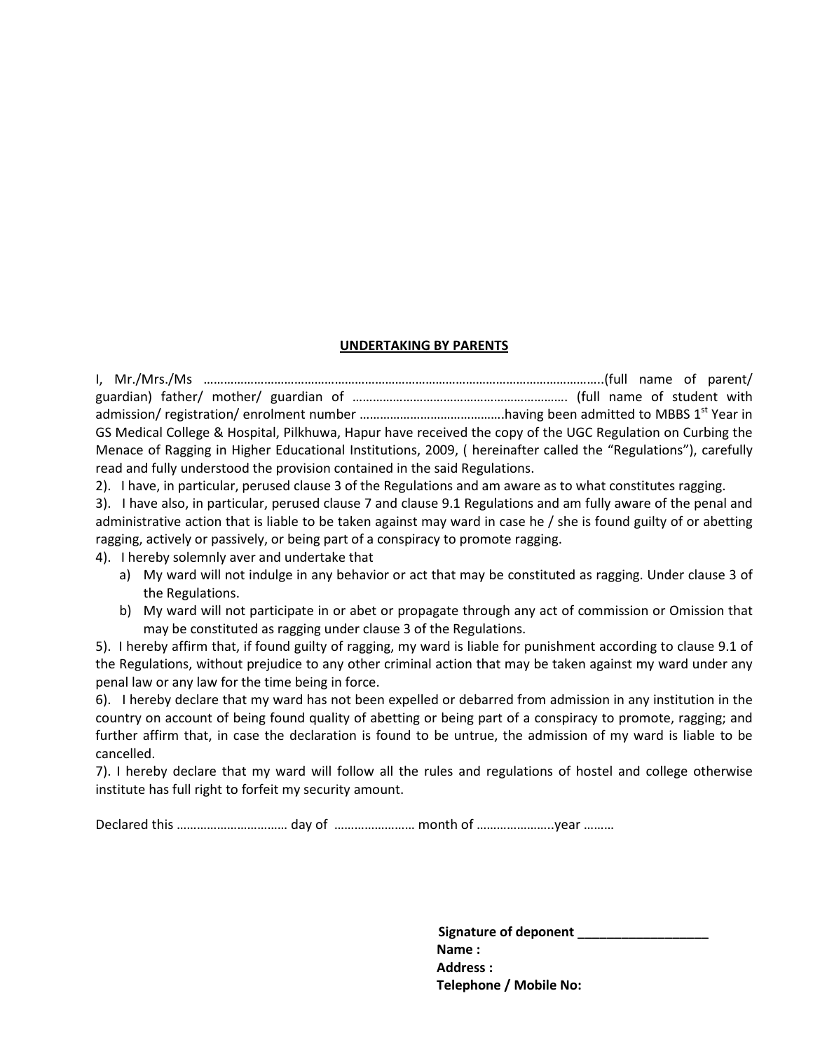**UNDERTAKING BY PARENTS**

I, Mr./Mrs./Ms ……………………………………………………………………………………………………….(full name of parent/ guardian) father/ mother/ guardian of ………………………………………………………. (full name of student with admission/ registration/ enrolment number …………………………………….having been admitted to MBBS 1st Year in GS Medical College & Hospital, Pilkhuwa, Hapur have received the copy of the UGC Regulation on Curbing the Menace of Ragging in Higher Educational Institutions, 2009, ( hereinafter called the "Regulations"), carefully read and fully understood the provision contained in the said Regulations.

2). I have, in particular, perused clause 3 of the Regulations and am aware as to what constitutes ragging.

3). I have also, in particular, perused clause 7 and clause 9.1 Regulations and am fully aware of the penal and administrative action that is liable to be taken against may ward in case he / she is found guilty of or abetting ragging, actively or passively, or being part of a conspiracy to promote ragging.

4). I hereby solemnly aver and undertake that

a) My ward will not indulge in any behavior or act that may be constituted as ragging. Under clause 3 of the Regulations.
b) My ward will not participate in or abet or propagate through any act of commission or Omission that may be constituted as ragging under clause 3 of the Regulations.

5). I hereby affirm that, if found guilty of ragging, my ward is liable for punishment according to clause 9.1 of the Regulations, without prejudice to any other criminal action that may be taken against my ward under any penal law or any law for the time being in force.

6). I hereby declare that my ward has not been expelled or debarred from admission in any institution in the country on account of being found quality of abetting or being part of a conspiracy to promote, ragging; and further affirm that, in case the declaration is found to be untrue, the admission of my ward is liable to be cancelled.

7). I hereby declare that my ward will follow all the rules and regulations of hostel and college otherwise institute has full right to forfeit my security amount.

Declared this …………………………… day of …………………… month of …………………..year ………

**Signature of deponent ___________________**
**Name :**
**Address :**
**Telephone / Mobile No:**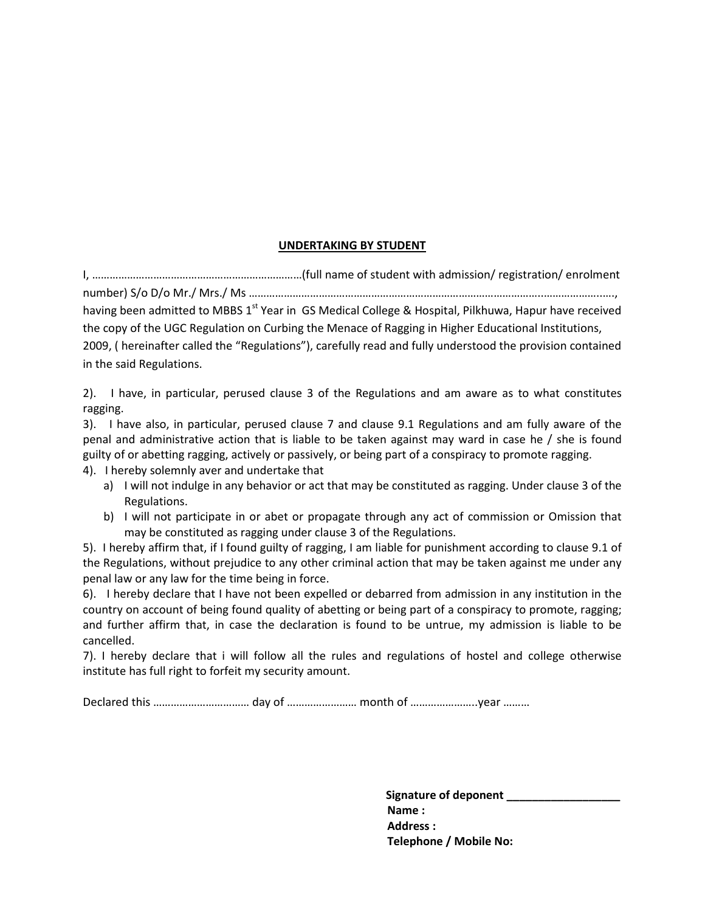**UNDERTAKING BY STUDENT**

I, ………………………………………………………………(full name of student with admission/ registration/ enrolment number) S/o D/o Mr./ Mrs./ Ms ……………………………………………………………………………………………………………….., having been admitted to MBBS 1st Year in GS Medical College & Hospital, Pilkhuwa, Hapur have received the copy of the UGC Regulation on Curbing the Menace of Ragging in Higher Educational Institutions, 2009, ( hereinafter called the "Regulations"), carefully read and fully understood the provision contained in the said Regulations.

2). I have, in particular, perused clause 3 of the Regulations and am aware as to what constitutes ragging.

3). I have also, in particular, perused clause 7 and clause 9.1 Regulations and am fully aware of the penal and administrative action that is liable to be taken against may ward in case he / she is found guilty of or abetting ragging, actively or passively, or being part of a conspiracy to promote ragging.

4). I hereby solemnly aver and undertake that

a) I will not indulge in any behavior or act that may be constituted as ragging. Under clause 3 of the Regulations.

b) I will not participate in or abet or propagate through any act of commission or Omission that may be constituted as ragging under clause 3 of the Regulations.

5). I hereby affirm that, if I found guilty of ragging, I am liable for punishment according to clause 9.1 of the Regulations, without prejudice to any other criminal action that may be taken against me under any penal law or any law for the time being in force.

6). I hereby declare that I have not been expelled or debarred from admission in any institution in the country on account of being found quality of abetting or being part of a conspiracy to promote, ragging; and further affirm that, in case the declaration is found to be untrue, my admission is liable to be cancelled.

7). I hereby declare that i will follow all the rules and regulations of hostel and college otherwise institute has full right to forfeit my security amount.

Declared this …………………………… day of …………………… month of …………………..year ………

**Signature of deponent** ___________________

**Name :**

**Address :**

**Telephone / Mobile No:**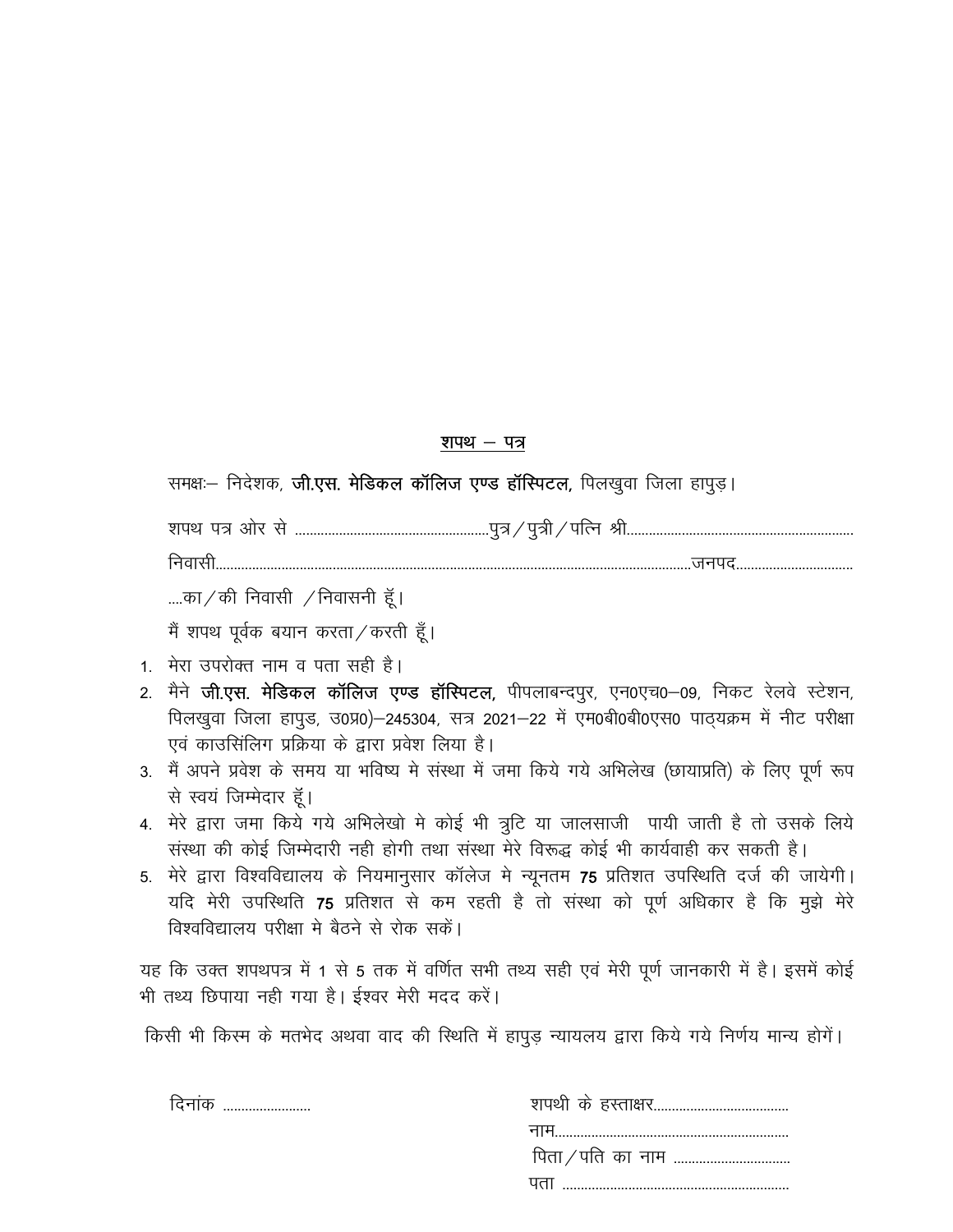<u>शपथ – पत्र</u>

समक्षः– निदेशक, **जी.एस. मेडिकल कॉलिज एण्ड हॉस्पिटल,** पिलखुवा जिला हापुड़।

शपथ पत्र ओर से ....................................................पुत्र / पुत्री / पत्नि श्री.............................................................

निवासी.......................................................................................................................जनपद...............................

....का / की निवासी / निवासनी हूँ।

मैं शपथ पूर्वक बयान करता / करती हूँ।

1. मेरा उपरोक्त नाम व पता सही है।
2. मैने **जी.एस. मेडिकल कॉलिज एण्ड हॉस्पिटल,** पीपलाबन्दपुर, एन0एच0–09, निकट रेलवे स्टेशन, पिलखुवा जिला हापुड, उ0प्र0)–245304, सत्र 2021–22 में एम0बी0बी0एस0 पाठ्यक्रम में नीट परीक्षा एवं काउसिंलिग प्रक्रिया के द्वारा प्रवेश लिया है।
3. मैं अपने प्रवेश के समय या भविष्य मे संस्था में जमा किये गये अभिलेख (छायाप्रति) के लिए पूर्ण रूप से स्वयं जिम्मेदार हूँ।
4. मेरे द्वारा जमा किये गये अभिलेखो मे कोई भी त्रुटि या जालसाजी पायी जाती है तो उसके लिये संस्था की कोई जिम्मेदारी नही होगी तथा संस्था मेरे विरूद्ध कोई भी कार्यवाही कर सकती है।
5. मेरे द्वारा विश्वविद्यालय के नियमानुसार कॉलेज मे न्यूनतम **75** प्रतिशत उपस्थिति दर्ज की जायेगी। यदि मेरी उपस्थिति **75** प्रतिशत से कम रहती है तो संस्था को पूर्ण अधिकार है कि मुझे मेरे विश्वविद्यालय परीक्षा मे बैठने से रोक सकें।

यह कि उक्त शपथपत्र में 1 से 5 तक में वर्णित सभी तथ्य सही एवं मेरी पूर्ण जानकारी में है। इसमें कोई भी तथ्य छिपाया नही गया है। ईश्वर मेरी मदद करें।

किसी भी किस्म के मतभेद अथवा वाद की स्थिति में हापुड़ न्यायलय द्वारा किये गये निर्णय मान्य होगें।

दिनांक .........................

शपथी के हस्ताक्षर.....................................

नाम.................................................................

पिता / पति का नाम ................................

पता ...............................................................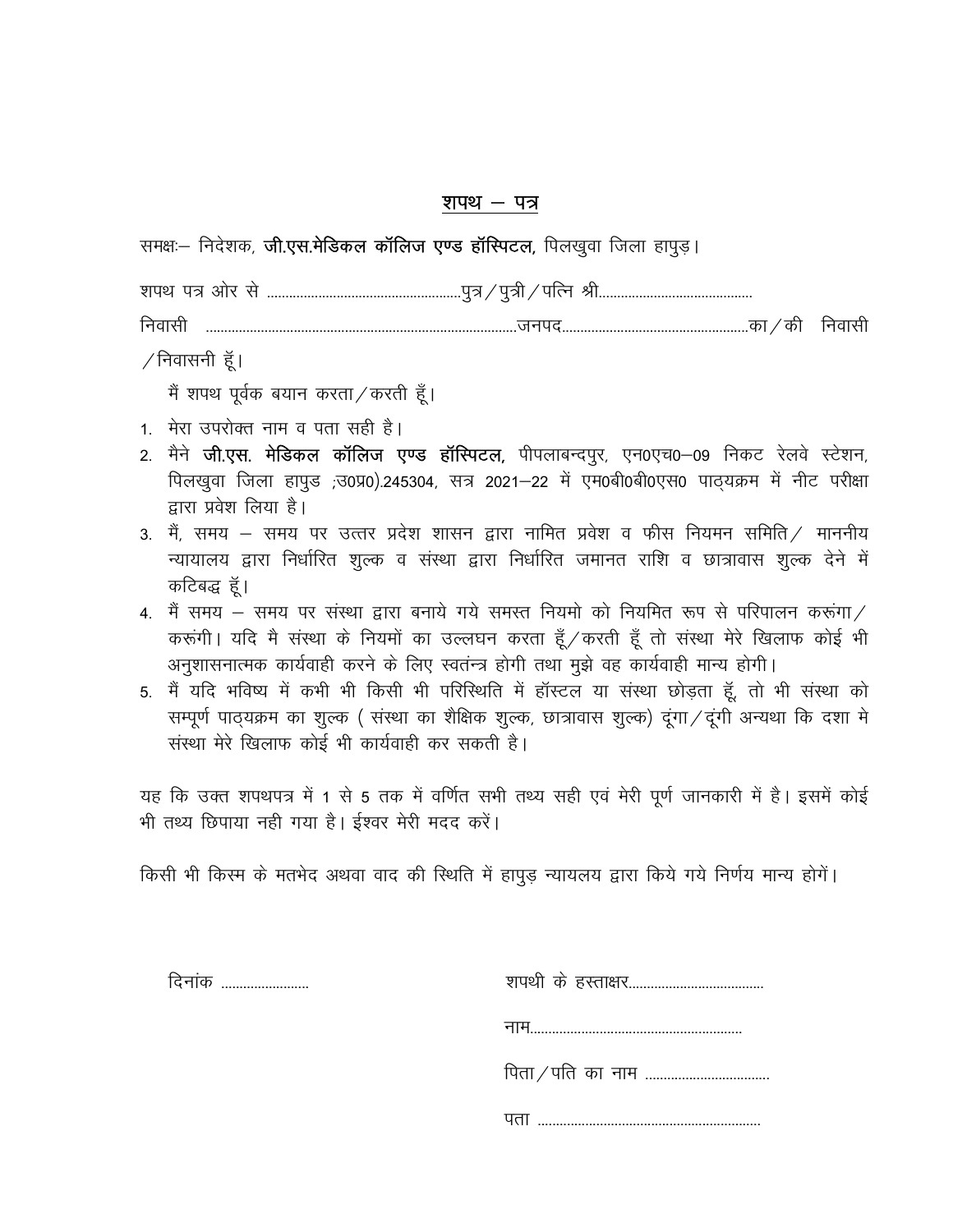## शपथ – पत्र

समक्षः– निदेशक, **जी.एस.मेडिकल कॉलिज एण्ड हॉस्पिटल,** पिलखुवा जिला हापुड़।

शपथ पत्र ओर से ....................................................पुत्र / पुत्री / पत्नि श्री.........................................

निवासी ....................................................................................जनपद..................................................का / की निवासी / निवासनी हूँ।

मैं शपथ पूर्वक बयान करता / करती हूँ।

1. मेरा उपरोक्त नाम व पता सही है।
2. मैने **जी.एस. मेडिकल कॉलिज एण्ड हॉस्पिटल,** पीपलाबन्दपुर, एन0एच0–09 निकट रेलवे स्टेशन, पिलखुवा जिला हापुड ;उ0प्र0).245304, सत्र 2021–22 में एम0बी0बी0एस0 पाठ्यक्रम में नीट परीक्षा द्वारा प्रवेश लिया है।
3. मैं, समय – समय पर उत्तर प्रदेश शासन द्वारा नामित प्रवेश व फीस नियमन समिति / माननीय न्यायालय द्वारा निर्धारित शुल्क व संस्था द्वारा निर्धारित जमानत राशि व छात्रावास शुल्क देने में कटिबद्ध हूँ।
4. मैं समय – समय पर संस्था द्वारा बनाये गये समस्त नियमो को नियमित रूप से परिपालन करूंगा / करूंगी। यदि मै संस्था के नियमों का उल्लघन करता हूँ / करती हूँ तो संस्था मेरे खिलाफ कोई भी अनुशासनात्मक कार्यवाही करने के लिए स्वतंन्त्र होगी तथा मुझे वह कार्यवाही मान्य होगी।
5. मैं यदि भविष्य में कभी भी किसी भी परिस्थिति में हॉस्टल या संस्था छोड़ता हूँ, तो भी संस्था को सम्पूर्ण पाठ्यक्रम का शुल्क ( संस्था का शैक्षिक शुल्क, छात्रावास शुल्क) दूंगा / दूंगी अन्यथा कि दशा मे संस्था मेरे खिलाफ कोई भी कार्यवाही कर सकती है।

यह कि उक्त शपथपत्र में 1 से 5 तक में वर्णित सभी तथ्य सही एवं मेरी पूर्ण जानकारी में है। इसमें कोई भी तथ्य छिपाया नही गया है। ईश्वर मेरी मदद करें।

किसी भी किस्म के मतभेद अथवा वाद की स्थिति में हापुड़ न्यायलय द्वारा किये गये निर्णय मान्य होगें।

दिनांक ........................

शपथी के हस्ताक्षर....................................

नाम.........................................................

पिता / पति का नाम ..................................

पता ............................................................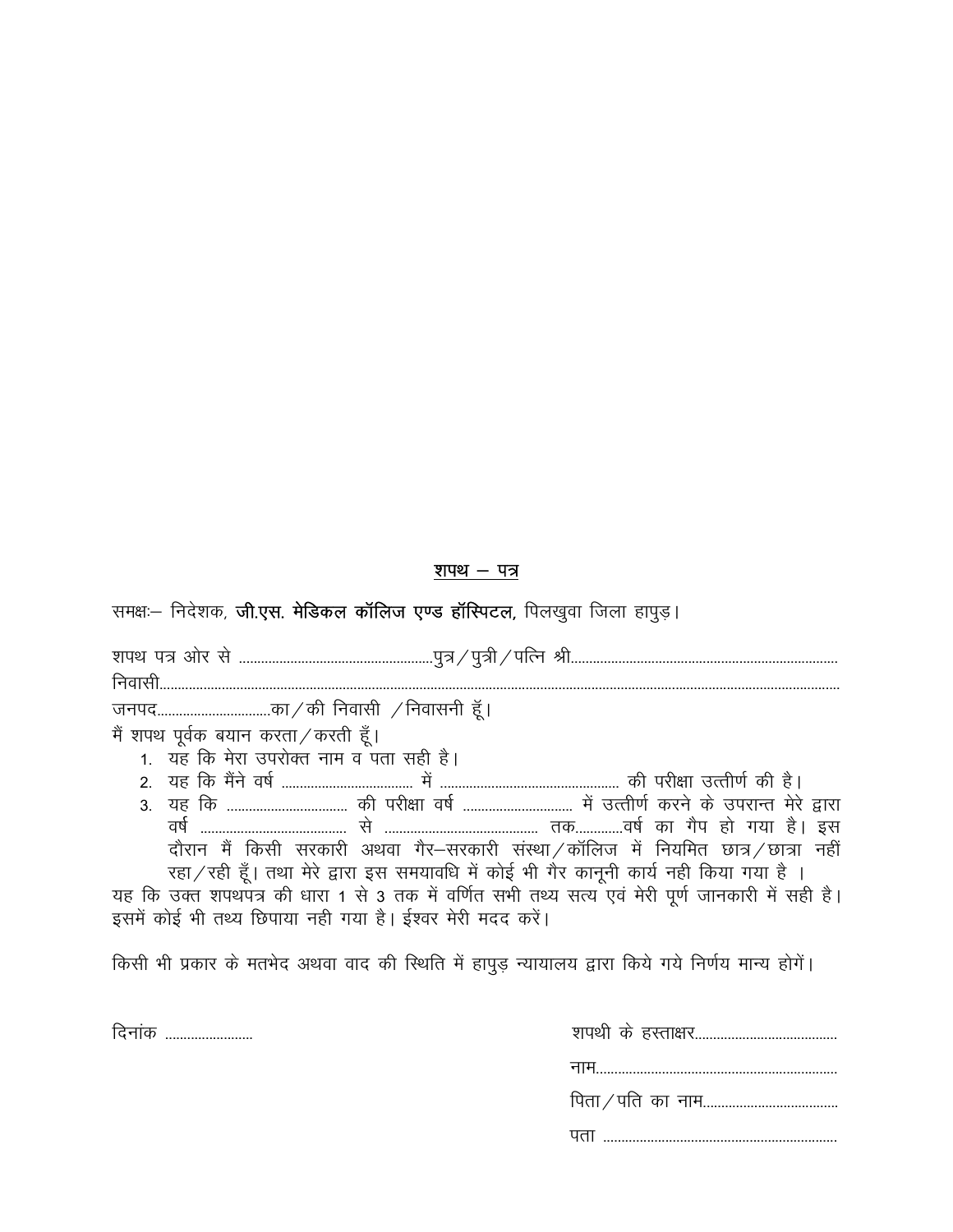## शपथ – पत्र

समक्षः– निदेशक, **जी.एस. मेडिकल कॉलिज एण्ड हॉस्पिटल,** पिलखुवा जिला हापुड़।

शपथ पत्र ओर से .......................................................पुत्र/पुत्री/पत्नि श्री.........................................................................
निवासी.........................................................................................................................................................................
जनपद...............................का/की निवासी /निवासनी हूँ।
मैं शपथ पूर्वक बयान करता/करती हूँ।

1. यह कि मेरा उपरोक्त नाम व पता सही है।
2. यह कि मैंने वर्ष .................................... में ................................................ की परीक्षा उत्तीर्ण की है।
3. यह कि ................................ की परीक्षा वर्ष ............................. में उत्तीर्ण करने के उपरान्त मेरे द्वारा वर्ष ........................................ से .......................................... तक............वर्ष का गैप हो गया है। इस दौरान मैं किसी सरकारी अथवा गैर–सरकारी संस्था/कॉलिज में नियमित छात्र/छात्रा नहीं रहा/रही हूँ। तथा मेरे द्वारा इस समयावधि में कोई भी गैर कानूनी कार्य नही किया गया है ।

यह कि उक्त शपथपत्र की धारा 1 से 3 तक में वर्णित सभी तथ्य सत्य एवं मेरी पूर्ण जानकारी में सही है। इसमें कोई भी तथ्य छिपाया नही गया है। ईश्वर मेरी मदद करें।

किसी भी प्रकार के मतभेद अथवा वाद की स्थिति में हापुड़ न्यायालय द्वारा किये गये निर्णय मान्य होगें।

दिनांक ........................

शपथी के हस्ताक्षर.......................................

नाम.................................................................

पिता/पति का नाम.....................................

पता ................................................................